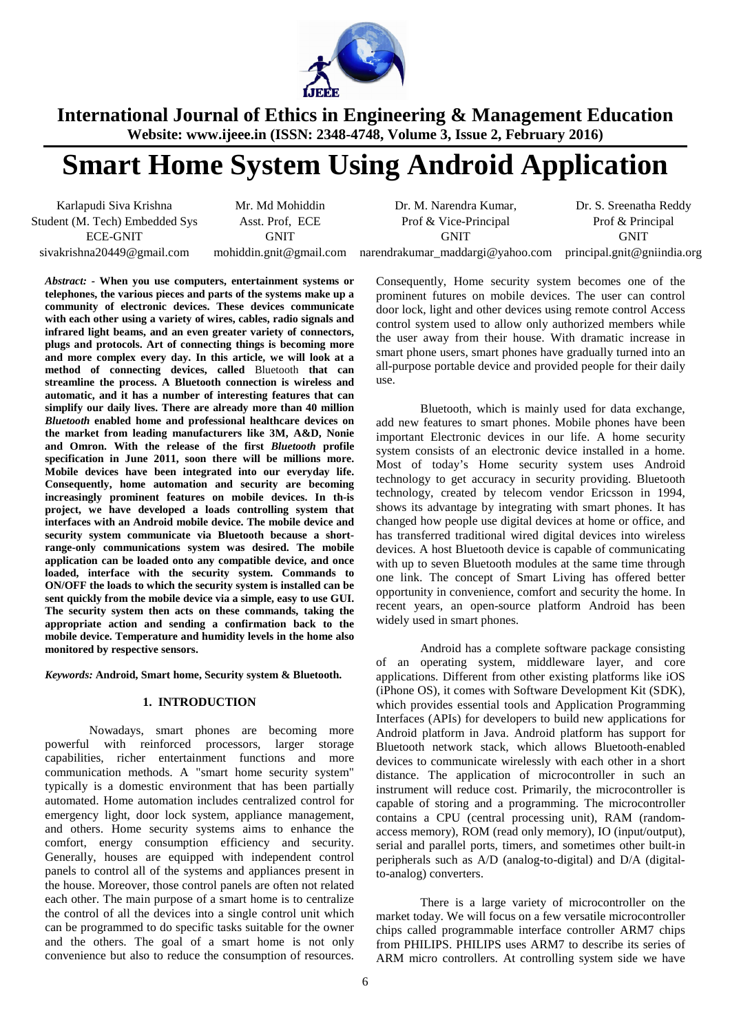# Smart Home System Using Android Application

| Karlapudi Siva Krishna | Mr. Md Mohiddin | Dr. M. Narendra Kumar, | Dr. S. Sreenatha Reddy |
|---|---|---|---|
| Student (M. Tech) Embedded Sys | Asst. Prof, ECE | Prof & Vice-Principal | Prof & Principal |
| ECE-GNIT | GNIT | GNIT | GNIT |
| sivakrishna20449@gmail.com | mohiddin.gnit@gmail.com | narendrakumar_maddargi@yahoo.com | principal.gnit@gniindia.org |

***Abstract:*** **- When you use computers, entertainment systems or telephones, the various pieces and parts of the systems make up a community of electronic devices. These devices communicate with each other using a variety of wires, cables, radio signals and infrared light beams, and an even greater variety of connectors, plugs and protocols. Art of connecting things is becoming more and more complex every day. In this article, we will look at a method of connecting devices, called** Bluetooth **that can streamline the process. A Bluetooth connection is wireless and automatic, and it has a number of interesting features that can simplify our daily lives. There are already more than 40 million** ***Bluetooth*** **enabled home and professional healthcare devices on the market from leading manufacturers like 3M, A&D, Nonie and Omron. With the release of the first** ***Bluetooth*** **profile specification in June 2011, soon there will be millions more. Mobile devices have been integrated into our everyday life. Consequently, home automation and security are becoming increasingly prominent features on mobile devices. In th-is project, we have developed a loads controlling system that interfaces with an Android mobile device. The mobile device and security system communicate via Bluetooth because a short-range-only communications system was desired. The mobile application can be loaded onto any compatible device, and once loaded, interface with the security system. Commands to ON/OFF the loads to which the security system is installed can be sent quickly from the mobile device via a simple, easy to use GUI. The security system then acts on these commands, taking the appropriate action and sending a confirmation back to the mobile device. Temperature and humidity levels in the home also monitored by respective sensors.**

***Keywords:*** **Android, Smart home, Security system & Bluetooth.**

## 1. INTRODUCTION

Nowadays, smart phones are becoming more powerful with reinforced processors, larger storage capabilities, richer entertainment functions and more communication methods. A "smart home security system" typically is a domestic environment that has been partially automated. Home automation includes centralized control for emergency light, door lock system, appliance management, and others. Home security systems aims to enhance the comfort, energy consumption efficiency and security. Generally, houses are equipped with independent control panels to control all of the systems and appliances present in the house. Moreover, those control panels are often not related each other. The main purpose of a smart home is to centralize the control of all the devices into a single control unit which can be programmed to do specific tasks suitable for the owner and the others. The goal of a smart home is not only convenience but also to reduce the consumption of resources. Consequently, Home security system becomes one of the prominent futures on mobile devices. The user can control door lock, light and other devices using remote control Access control system used to allow only authorized members while the user away from their house. With dramatic increase in smart phone users, smart phones have gradually turned into an all-purpose portable device and provided people for their daily use.

Bluetooth, which is mainly used for data exchange, add new features to smart phones. Mobile phones have been important Electronic devices in our life. A home security system consists of an electronic device installed in a home. Most of today's Home security system uses Android technology to get accuracy in security providing. Bluetooth technology, created by telecom vendor Ericsson in 1994, shows its advantage by integrating with smart phones. It has changed how people use digital devices at home or office, and has transferred traditional wired digital devices into wireless devices. A host Bluetooth device is capable of communicating with up to seven Bluetooth modules at the same time through one link. The concept of Smart Living has offered better opportunity in convenience, comfort and security the home. In recent years, an open-source platform Android has been widely used in smart phones.

Android has a complete software package consisting of an operating system, middleware layer, and core applications. Different from other existing platforms like iOS (iPhone OS), it comes with Software Development Kit (SDK), which provides essential tools and Application Programming Interfaces (APIs) for developers to build new applications for Android platform in Java. Android platform has support for Bluetooth network stack, which allows Bluetooth-enabled devices to communicate wirelessly with each other in a short distance. The application of microcontroller in such an instrument will reduce cost. Primarily, the microcontroller is capable of storing and a programming. The microcontroller contains a CPU (central processing unit), RAM (random-access memory), ROM (read only memory), IO (input/output), serial and parallel ports, timers, and sometimes other built-in peripherals such as A/D (analog-to-digital) and D/A (digital-to-analog) converters.

There is a large variety of microcontroller on the market today. We will focus on a few versatile microcontroller chips called programmable interface controller ARM7 chips from PHILIPS. PHILIPS uses ARM7 to describe its series of ARM micro controllers. At controlling system side we have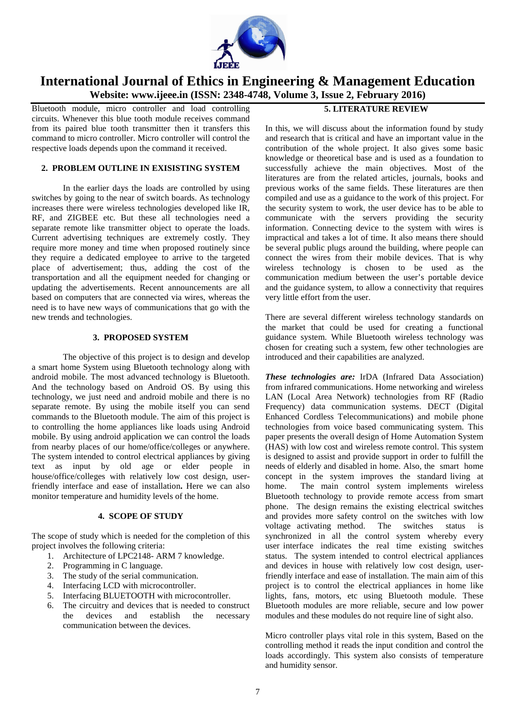Bluetooth module, micro controller and load controlling circuits. Whenever this blue tooth module receives command from its paired blue tooth transmitter then it transfers this command to micro controller. Micro controller will control the respective loads depends upon the command it received.

## 2. PROBLEM OUTLINE IN EXISISTING SYSTEM

In the earlier days the loads are controlled by using switches by going to the near of switch boards. As technology increases there were wireless technologies developed like IR, RF, and ZIGBEE etc. But these all technologies need a separate remote like transmitter object to operate the loads. Current advertising techniques are extremely costly. They require more money and time when proposed routinely since they require a dedicated employee to arrive to the targeted place of advertisement; thus, adding the cost of the transportation and all the equipment needed for changing or updating the advertisements. Recent announcements are all based on computers that are connected via wires, whereas the need is to have new ways of communications that go with the new trends and technologies.

## 3. PROPOSED SYSTEM

The objective of this project is to design and develop a smart home System using Bluetooth technology along with android mobile. The most advanced technology is Bluetooth. And the technology based on Android OS. By using this technology, we just need and android mobile and there is no separate remote. By using the mobile itself you can send commands to the Bluetooth module. The aim of this project is to controlling the home appliances like loads using Android mobile. By using android application we can control the loads from nearby places of our home/office/colleges or anywhere. The system intended to control electrical appliances by giving text as input by old age or elder people in house/office/colleges with relatively low cost design, user-friendly interface and ease of installation**.** Here we can also monitor temperature and humidity levels of the home.

## 4. SCOPE OF STUDY

The scope of study which is needed for the completion of this project involves the following criteria:

1. Architecture of LPC2148- ARM 7 knowledge.
2. Programming in C language.
3. The study of the serial communication.
4. Interfacing LCD with microcontroller.
5. Interfacing BLUETOOTH with microcontroller.
6. The circuitry and devices that is needed to construct the devices and establish the necessary communication between the devices.

## 5. LITERATURE REVIEW

In this, we will discuss about the information found by study and research that is critical and have an important value in the contribution of the whole project. It also gives some basic knowledge or theoretical base and is used as a foundation to successfully achieve the main objectives. Most of the literatures are from the related articles, journals, books and previous works of the same fields. These literatures are then compiled and use as a guidance to the work of this project. For the security system to work, the user device has to be able to communicate with the servers providing the security information. Connecting device to the system with wires is impractical and takes a lot of time. It also means there should be several public plugs around the building, where people can connect the wires from their mobile devices. That is why wireless technology is chosen to be used as the communication medium between the user's portable device and the guidance system, to allow a connectivity that requires very little effort from the user.

There are several different wireless technology standards on the market that could be used for creating a functional guidance system. While Bluetooth wireless technology was chosen for creating such a system, few other technologies are introduced and their capabilities are analyzed.

***These technologies are:*** IrDA (Infrared Data Association) from infrared communications. Home networking and wireless LAN (Local Area Network) technologies from RF (Radio Frequency) data communication systems. DECT (Digital Enhanced Cordless Telecommunications) and mobile phone technologies from voice based communicating system. This paper presents the overall design of Home Automation System (HAS) with low cost and wireless remote control. This system is designed to assist and provide support in order to fulfill the needs of elderly and disabled in home. Also, the smart home concept in the system improves the standard living at home. The main control system implements wireless Bluetooth technology to provide remote access from smart phone. The design remains the existing electrical switches and provides more safety control on the switches with low voltage activating method. The switches status is synchronized in all the control system whereby every user interface indicates the real time existing switches status. The system intended to control electrical appliances and devices in house with relatively low cost design, user-friendly interface and ease of installation. The main aim of this project is to control the electrical appliances in home like lights, fans, motors, etc using Bluetooth module. These Bluetooth modules are more reliable, secure and low power modules and these modules do not require line of sight also.

Micro controller plays vital role in this system, Based on the controlling method it reads the input condition and control the loads accordingly. This system also consists of temperature and humidity sensor.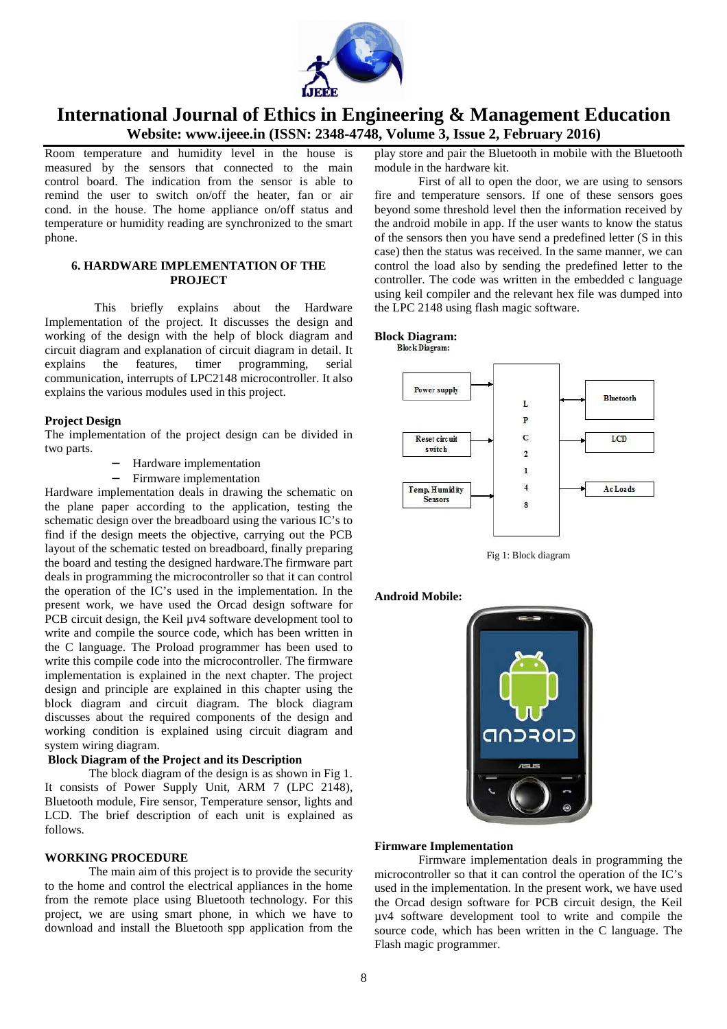Room temperature and humidity level in the house is measured by the sensors that connected to the main control board. The indication from the sensor is able to remind the user to switch on/off the heater, fan or air cond. in the house. The home appliance on/off status and temperature or humidity reading are synchronized to the smart phone.

## 6. HARDWARE IMPLEMENTATION OF THE PROJECT

This briefly explains about the Hardware Implementation of the project. It discusses the design and working of the design with the help of block diagram and circuit diagram and explanation of circuit diagram in detail. It explains the features, timer programming, serial communication, interrupts of LPC2148 microcontroller. It also explains the various modules used in this project.

### Project Design

The implementation of the project design can be divided in two parts.

- Hardware implementation
- Firmware implementation

Hardware implementation deals in drawing the schematic on the plane paper according to the application, testing the schematic design over the breadboard using the various IC's to find if the design meets the objective, carrying out the PCB layout of the schematic tested on breadboard, finally preparing the board and testing the designed hardware.The firmware part deals in programming the microcontroller so that it can control the operation of the IC's used in the implementation. In the present work, we have used the Orcad design software for PCB circuit design, the Keil µv4 software development tool to write and compile the source code, which has been written in the C language. The Proload programmer has been used to write this compile code into the microcontroller. The firmware implementation is explained in the next chapter. The project design and principle are explained in this chapter using the block diagram and circuit diagram. The block diagram discusses about the required components of the design and working condition is explained using circuit diagram and system wiring diagram.

### Block Diagram of the Project and its Description

The block diagram of the design is as shown in Fig 1. It consists of Power Supply Unit, ARM 7 (LPC 2148), Bluetooth module, Fire sensor, Temperature sensor, lights and LCD. The brief description of each unit is explained as follows.

### WORKING PROCEDURE

The main aim of this project is to provide the security to the home and control the electrical appliances in the home from the remote place using Bluetooth technology. For this project, we are using smart phone, in which we have to download and install the Bluetooth spp application from the play store and pair the Bluetooth in mobile with the Bluetooth module in the hardware kit.

First of all to open the door, we are using to sensors fire and temperature sensors. If one of these sensors goes beyond some threshold level then the information received by the android mobile in app. If the user wants to know the status of the sensors then you have send a predefined letter (S in this case) then the status was received. In the same manner, we can control the load also by sending the predefined letter to the controller. The code was written in the embedded c language using keil compiler and the relevant hex file was dumped into the LPC 2148 using flash magic software.

### Block Diagram:

Block Diagram:

Power supply → LPC 2148 ↔ Bluetooth

Reset circuit switch → LPC 2148 → LCD

Temp, Humidity Sensors → LPC 2148 → Ac Loads

Fig 1: Block diagram

### Android Mobile:

### Firmware Implementation

Firmware implementation deals in programming the microcontroller so that it can control the operation of the IC's used in the implementation. In the present work, we have used the Orcad design software for PCB circuit design, the Keil µv4 software development tool to write and compile the source code, which has been written in the C language. The Flash magic programmer.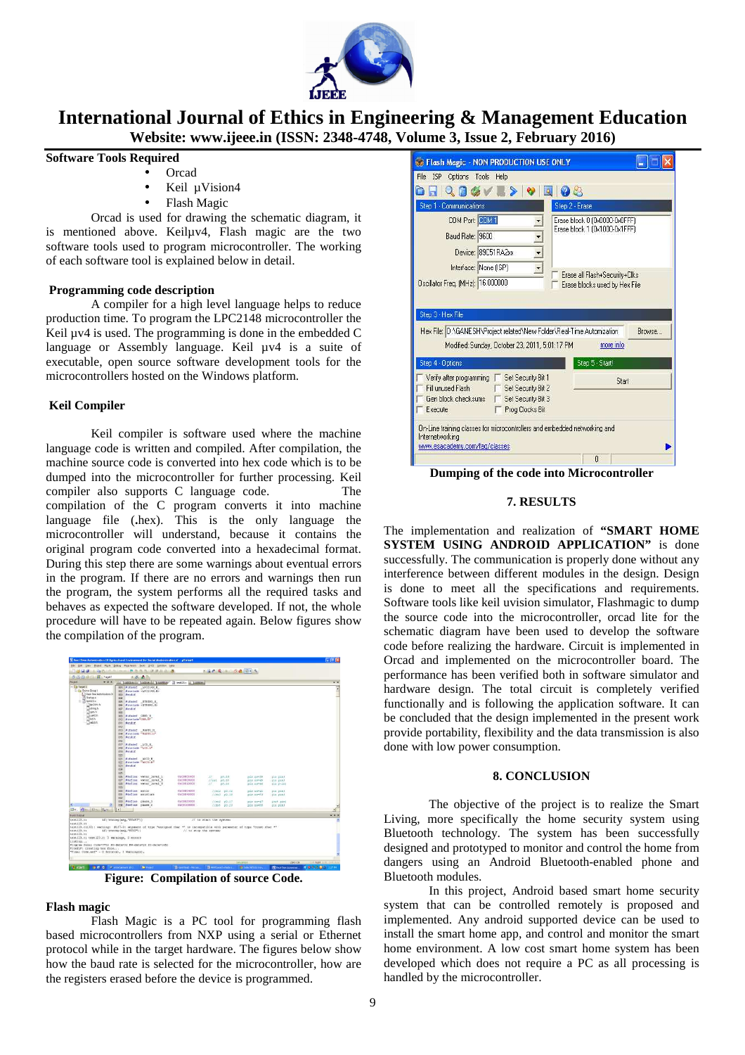## Software Tools Required

- Orcad
- Keil µVision4
- Flash Magic

Orcad is used for drawing the schematic diagram, it is mentioned above. Keilµv4, Flash magic are the two software tools used to program microcontroller. The working of each software tool is explained below in detail.

### Programming code description

A compiler for a high level language helps to reduce production time. To program the LPC2148 microcontroller the Keil µv4 is used. The programming is done in the embedded C language or Assembly language. Keil µv4 is a suite of executable, open source software development tools for the microcontrollers hosted on the Windows platform.

### Keil Compiler

Keil compiler is software used where the machine language code is written and compiled. After compilation, the machine source code is converted into hex code which is to be dumped into the microcontroller for further processing. Keil compiler also supports C language code. The compilation of the C program converts it into machine language file (.hex). This is the only language the microcontroller will understand, because it contains the original program code converted into a hexadecimal format. During this step there are some warnings about eventual errors in the program. If there are no errors and warnings then run the program, the system performs all the required tasks and behaves as expected the software developed. If not, the whole procedure will have to be repeated again. Below figures show the compilation of the program.

**Figure: Compilation of source Code.**

### Flash magic

Flash Magic is a PC tool for programming flash based microcontrollers from NXP using a serial or Ethernet protocol while in the target hardware. The figures below show how the baud rate is selected for the microcontroller, how are the registers erased before the device is programmed.

**Dumping of the code into Microcontroller**

## 7. RESULTS

The implementation and realization of **"SMART HOME SYSTEM USING ANDROID APPLICATION"** is done successfully. The communication is properly done without any interference between different modules in the design. Design is done to meet all the specifications and requirements. Software tools like keil uvision simulator, Flashmagic to dump the source code into the microcontroller, orcad lite for the schematic diagram have been used to develop the software code before realizing the hardware. Circuit is implemented in Orcad and implemented on the microcontroller board. The performance has been verified both in software simulator and hardware design. The total circuit is completely verified functionally and is following the application software. It can be concluded that the design implemented in the present work provide portability, flexibility and the data transmission is also done with low power consumption.

## 8. CONCLUSION

The objective of the project is to realize the Smart Living, more specifically the home security system using Bluetooth technology. The system has been successfully designed and prototyped to monitor and control the home from dangers using an Android Bluetooth-enabled phone and Bluetooth modules.

In this project, Android based smart home security system that can be controlled remotely is proposed and implemented. Any android supported device can be used to install the smart home app, and control and monitor the smart home environment. A low cost smart home system has been developed which does not require a PC as all processing is handled by the microcontroller.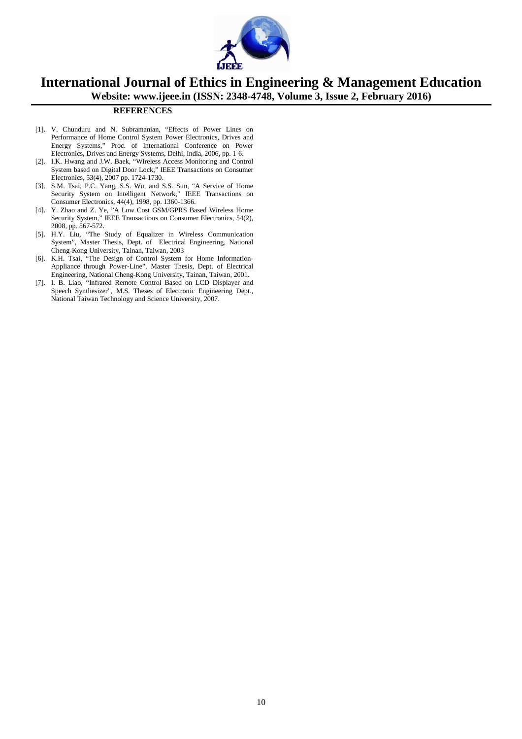## REFERENCES

[1]. V. Chunduru and N. Subramanian, "Effects of Power Lines on Performance of Home Control System Power Electronics, Drives and Energy Systems," Proc. of International Conference on Power Electronics, Drives and Energy Systems, Delhi, India, 2006, pp. 1-6.

[2]. I.K. Hwang and J.W. Baek, "Wireless Access Monitoring and Control System based on Digital Door Lock," IEEE Transactions on Consumer Electronics, 53(4), 2007 pp. 1724-1730.

[3]. S.M. Tsai, P.C. Yang, S.S. Wu, and S.S. Sun, "A Service of Home Security System on Intelligent Network," IEEE Transactions on Consumer Electronics, 44(4), 1998, pp. 1360-1366.

[4]. Y. Zhao and Z. Ye, "A Low Cost GSM/GPRS Based Wireless Home Security System," IEEE Transactions on Consumer Electronics, 54(2), 2008, pp. 567-572.

[5]. H.Y. Liu, "The Study of Equalizer in Wireless Communication System", Master Thesis, Dept. of Electrical Engineering, National Cheng-Kong University, Tainan, Taiwan, 2003

[6]. K.H. Tsai, "The Design of Control System for Home Information-Appliance through Power-Line", Master Thesis, Dept. of Electrical Engineering, National Cheng-Kong University, Tainan, Taiwan, 2001.

[7]. I. B. Liao, "Infrared Remote Control Based on LCD Displayer and Speech Synthesizer", M.S. Theses of Electronic Engineering Dept., National Taiwan Technology and Science University, 2007.